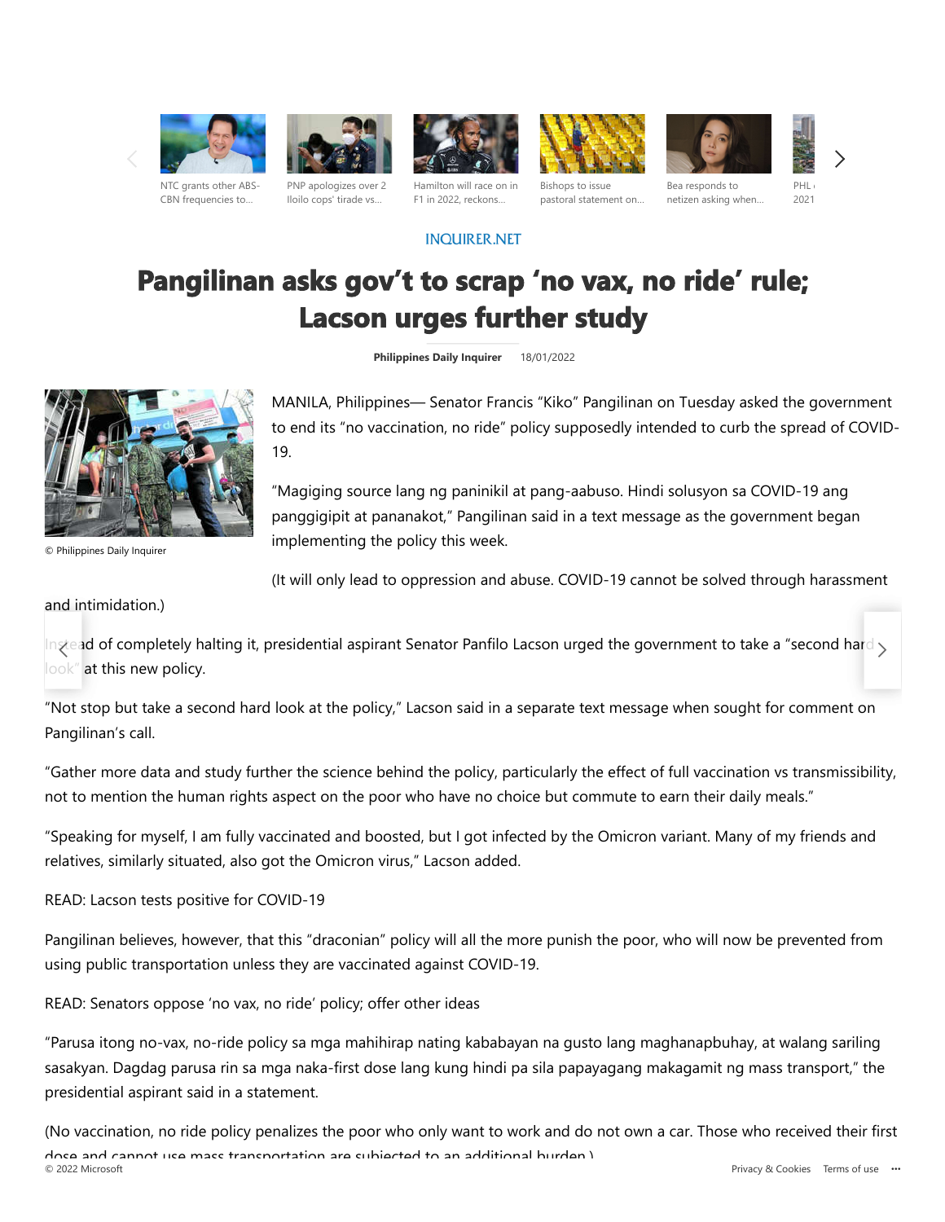INQUIRER.NET

# Pangilinan asks gov't to scrap 'no vax, no ride' rule; Lacson urges further study

**Philippines Daily Inquirer** 18/01/2022

© Philippines Daily Inquirer

MANILA, Philippines— Senator Francis "Kiko" Pangilinan on Tuesday asked the government to end its "no vaccination, no ride" policy supposedly intended to curb the spread of COVID-19.

"Magiging source lang ng paninikil at pang-aabuso. Hindi solusyon sa COVID-19 ang panggigipit at pananakot," Pangilinan said in a text message as the government began implementing the policy this week.

(It will only lead to oppression and abuse. COVID-19 cannot be solved through harassment and intimidation.)

Instead of completely halting it, presidential aspirant Senator Panfilo Lacson urged the government to take a "second hard look" at this new policy.

"Not stop but take a second hard look at the policy," Lacson said in a separate text message when sought for comment on Pangilinan's call.

"Gather more data and study further the science behind the policy, particularly the effect of full vaccination vs transmissibility, not to mention the human rights aspect on the poor who have no choice but commute to earn their daily meals."

"Speaking for myself, I am fully vaccinated and boosted, but I got infected by the Omicron variant. Many of my friends and relatives, similarly situated, also got the Omicron virus," Lacson added.

READ: Lacson tests positive for COVID-19

Pangilinan believes, however, that this "draconian" policy will all the more punish the poor, who will now be prevented from using public transportation unless they are vaccinated against COVID-19.

READ: Senators oppose 'no vax, no ride' policy; offer other ideas

"Parusa itong no-vax, no-ride policy sa mga mahihirap nating kababayan na gusto lang maghanapbuhay, at walang sariling sasakyan. Dagdag parusa rin sa mga naka-first dose lang kung hindi pa sila papayagang makagamit ng mass transport," the presidential aspirant said in a statement.

(No vaccination, no ride policy penalizes the poor who only want to work and do not own a car. Those who received their first dose and cannot use mass transportation are subjected to an additional burden.)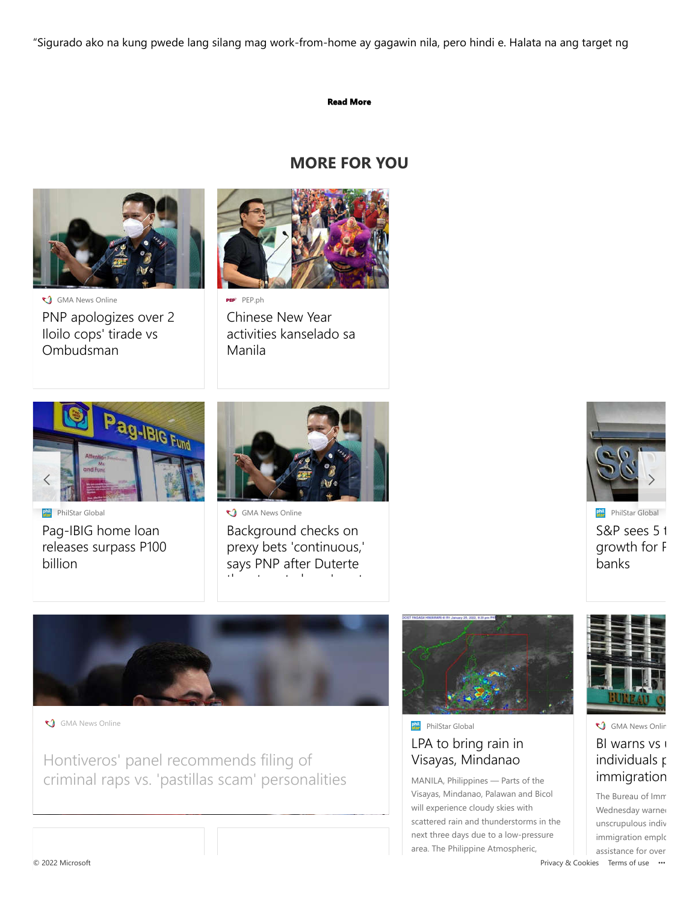"Sigurado ako na kung pwede lang silang mag work-from-home ay gagawin nila, pero hindi e. Halata na ang target ng

**Read More**

## MORE FOR YOU

GMA News Online

PNP apologizes over 2 Iloilo cops' tirade vs Ombudsman

PEP.ph

Chinese New Year activities kanselado sa Manila

PhilStar Global

Pag-IBIG home loan releases surpass P100 billion

GMA News Online

Background checks on prexy bets 'continuous,' says PNP after Duterte

PhilStar Global

S&P sees 5 t growth for F banks

GMA News Online

Hontiveros' panel recommends filing of criminal raps vs. 'pastillas scam' personalities

PhilStar Global

LPA to bring rain in Visayas, Mindanao

MANILA, Philippines — Parts of the Visayas, Mindanao, Palawan and Bicol will experience cloudy skies with scattered rain and thunderstorms in the next three days due to a low-pressure area. The Philippine Atmospheric,

GMA News Onlin

BI warns vs u individuals p immigration

The Bureau of Imm Wednesday warne unscrupulous indiv immigration emplo assistance for over

© 2022 Microsoft

Privacy & Cookies Terms of use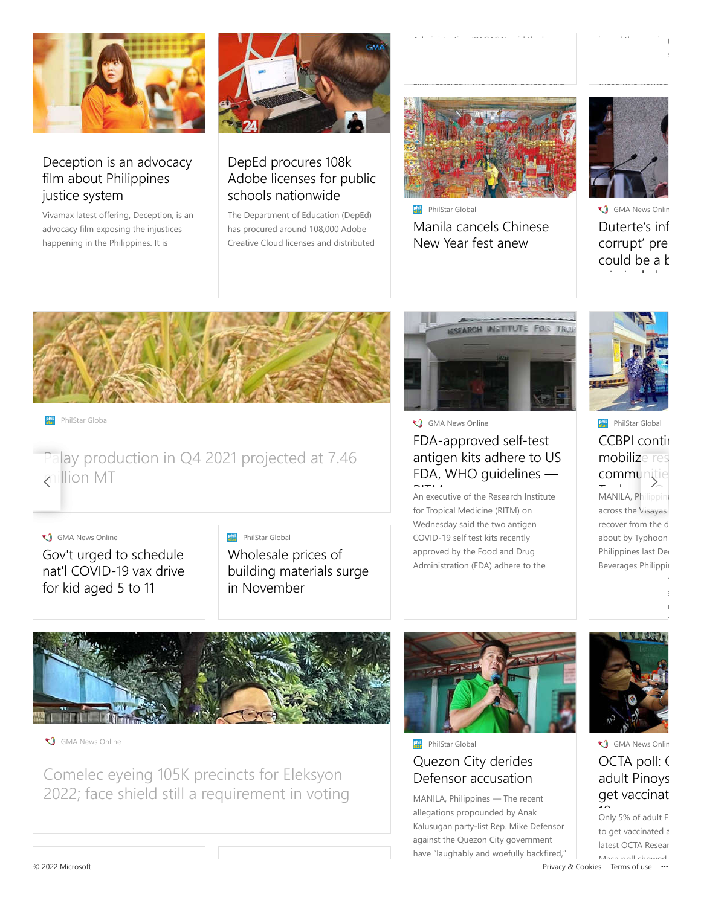## Deception is an advocacy film about Philippines justice system

Vivamax latest offering, Deception, is an advocacy film exposing the injustices happening in the Philippines. It is

## DepEd procures 108k Adobe licenses for public schools nationwide

The Department of Education (DepEd) has procured around 108,000 Adobe Creative Cloud licenses and distributed

PhilStar Global

## Manila cancels Chinese New Year fest anew

GMA News Online

## Duterte's inf corrupt' pre could be a b

PhilStar Global

## Palay production in Q4 2021 projected at 7.46 million MT

GMA News Online

## Gov't urged to schedule nat'l COVID-19 vax drive for kid aged 5 to 11

PhilStar Global

## Wholesale prices of building materials surge in November

GMA News Online

## FDA-approved self-test antigen kits adhere to US FDA, WHO guidelines — RITM

An executive of the Research Institute for Tropical Medicine (RITM) on Wednesday said the two antigen COVID-19 self test kits recently approved by the Food and Drug Administration (FDA) adhere to the

PhilStar Global

## CCBPI conti mobilize res communitie

MANILA, Philippin across the Visayas recover from the d about by Typhoon Philippines last De Beverages Philippi

GMA News Online

## Comelec eyeing 105K precincts for Eleksyon 2022; face shield still a requirement in voting

PhilStar Global

## Quezon City derides Defensor accusation

MANILA, Philippines — The recent allegations propounded by Anak Kalusugan party-list Rep. Mike Defensor against the Quezon City government have "laughably and woefully backfired,"

GMA News Online

## OCTA poll: adult Pinoys get vaccinat

Only 5% of adult F to get vaccinated a latest OCTA Resear

© 2022 Microsoft

Privacy & Cookies Terms of use ···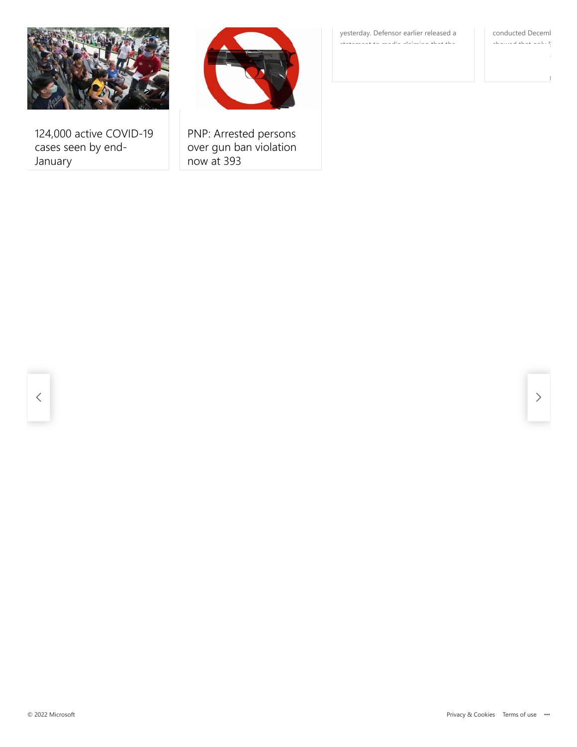124,000 active COVID-19 cases seen by end-January

PNP: Arrested persons over gun ban violation now at 393

yesterday. Defensor earlier released a

conducted Decem

© 2022 Microsoft

Privacy & Cookies Terms of use